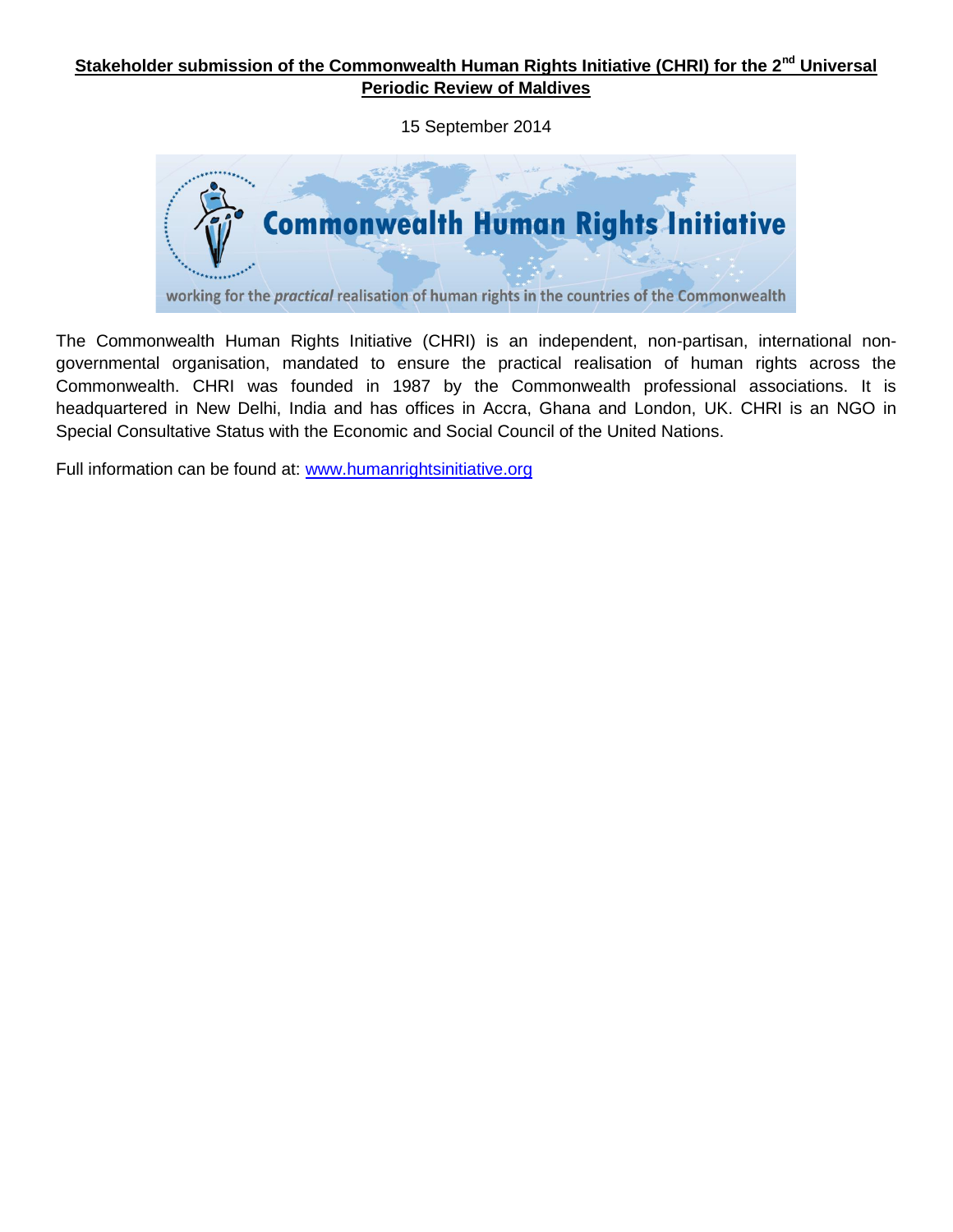**Stakeholder submission of the Commonwealth Human Rights Initiative (CHRI) for the 2nd Universal Periodic Review of Maldives**

15 September 2014

Commonwealth Human Rights Initiative

working for the *practical* realisation of human rights in the countries of the Commonwealth

The Commonwealth Human Rights Initiative (CHRI) is an independent, non-partisan, international non-governmental organisation, mandated to ensure the practical realisation of human rights across the Commonwealth. CHRI was founded in 1987 by the Commonwealth professional associations. It is headquartered in New Delhi, India and has offices in Accra, Ghana and London, UK. CHRI is an NGO in Special Consultative Status with the Economic and Social Council of the United Nations.

Full information can be found at: [www.humanrightsinitiative.org](http://www.humanrightsinitiative.org)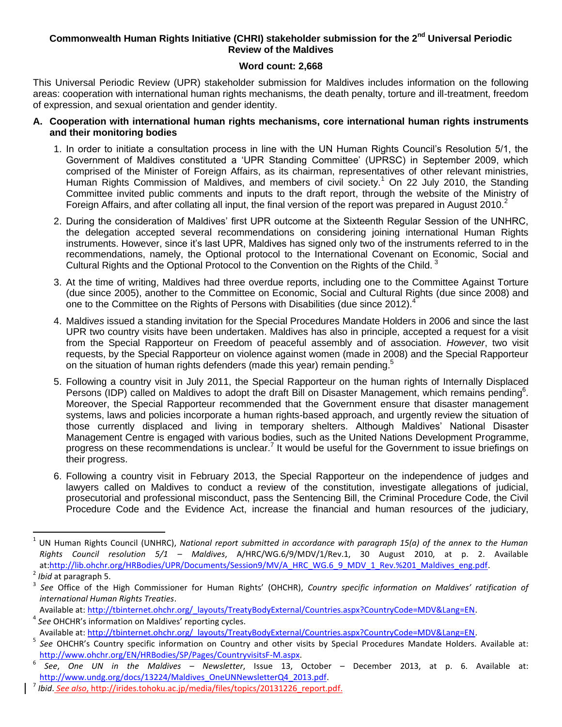**Commonwealth Human Rights Initiative (CHRI) stakeholder submission for the 2nd Universal Periodic Review of the Maldives**

**Word count: 2,668**

This Universal Periodic Review (UPR) stakeholder submission for Maldives includes information on the following areas: cooperation with international human rights mechanisms, the death penalty, torture and ill-treatment, freedom of expression, and sexual orientation and gender identity.

## A. Cooperation with international human rights mechanisms, core international human rights instruments and their monitoring bodies

1. In order to initiate a consultation process in line with the UN Human Rights Council's Resolution 5/1, the Government of Maldives constituted a 'UPR Standing Committee' (UPRSC) in September 2009, which comprised of the Minister of Foreign Affairs, as its chairman, representatives of other relevant ministries, Human Rights Commission of Maldives, and members of civil society.[1] On 22 July 2010, the Standing Committee invited public comments and inputs to the draft report, through the website of the Ministry of Foreign Affairs, and after collating all input, the final version of the report was prepared in August 2010.[2]

2. During the consideration of Maldives' first UPR outcome at the Sixteenth Regular Session of the UNHRC, the delegation accepted several recommendations on considering joining international Human Rights instruments. However, since it's last UPR, Maldives has signed only two of the instruments referred to in the recommendations, namely, the Optional protocol to the International Covenant on Economic, Social and Cultural Rights and the Optional Protocol to the Convention on the Rights of the Child.[3]

3. At the time of writing, Maldives had three overdue reports, including one to the Committee Against Torture (due since 2005), another to the Committee on Economic, Social and Cultural Rights (due since 2008) and one to the Committee on the Rights of Persons with Disabilities (due since 2012).[4]

4. Maldives issued a standing invitation for the Special Procedures Mandate Holders in 2006 and since the last UPR two country visits have been undertaken. Maldives has also in principle, accepted a request for a visit from the Special Rapporteur on Freedom of peaceful assembly and of association. *However*, two visit requests, by the Special Rapporteur on violence against women (made in 2008) and the Special Rapporteur on the situation of human rights defenders (made this year) remain pending.[5]

5. Following a country visit in July 2011, the Special Rapporteur on the human rights of Internally Displaced Persons (IDP) called on Maldives to adopt the draft Bill on Disaster Management, which remains pending[6]. Moreover, the Special Rapporteur recommended that the Government ensure that disaster management systems, laws and policies incorporate a human rights-based approach, and urgently review the situation of those currently displaced and living in temporary shelters. Although Maldives' National Disaster Management Centre is engaged with various bodies, such as the United Nations Development Programme, progress on these recommendations is unclear.[7] It would be useful for the Government to issue briefings on their progress.

6. Following a country visit in February 2013, the Special Rapporteur on the independence of judges and lawyers called on Maldives to conduct a review of the constitution, investigate allegations of judicial, prosecutorial and professional misconduct, pass the Sentencing Bill, the Criminal Procedure Code, the Civil Procedure Code and the Evidence Act, increase the financial and human resources of the judiciary,

---

[1] UN Human Rights Council (UNHRC), *National report submitted in accordance with paragraph 15(a) of the annex to the Human Rights Council resolution 5/1 – Maldives*, A/HRC/WG.6/9/MDV/1/Rev.1, 30 August 2010, at p. 2. Available at:http://lib.ohchr.org/HRBodies/UPR/Documents/Session9/MV/A_HRC_WG.6_9_MDV_1_Rev.%201_Maldives_eng.pdf.

[2] *Ibid* at paragraph 5.

[3] *See* Office of the High Commissioner for Human Rights' (OHCHR), *Country specific information on Maldives' ratification of international Human Rights Treaties*. Available at: http://tbinternet.ohchr.org/_layouts/TreatyBodyExternal/Countries.aspx?CountryCode=MDV&Lang=EN.

[4] *See* OHCHR's information on Maldives' reporting cycles. Available at: http://tbinternet.ohchr.org/_layouts/TreatyBodyExternal/Countries.aspx?CountryCode=MDV&Lang=EN.

[5] *See* OHCHR's Country specific information on Country and other visits by Special Procedures Mandate Holders. Available at: http://www.ohchr.org/EN/HRBodies/SP/Pages/CountryvisitsF-M.aspx.

[6] *See*, *One UN in the Maldives – Newsletter*, Issue 13, October – December 2013, at p. 6. Available at: http://www.undg.org/docs/13224/Maldives_OneUNNewsletterQ4_2013.pdf.

[7] *Ibid*. *See also*, http://irides.tohoku.ac.jp/media/files/topics/20131226_report.pdf.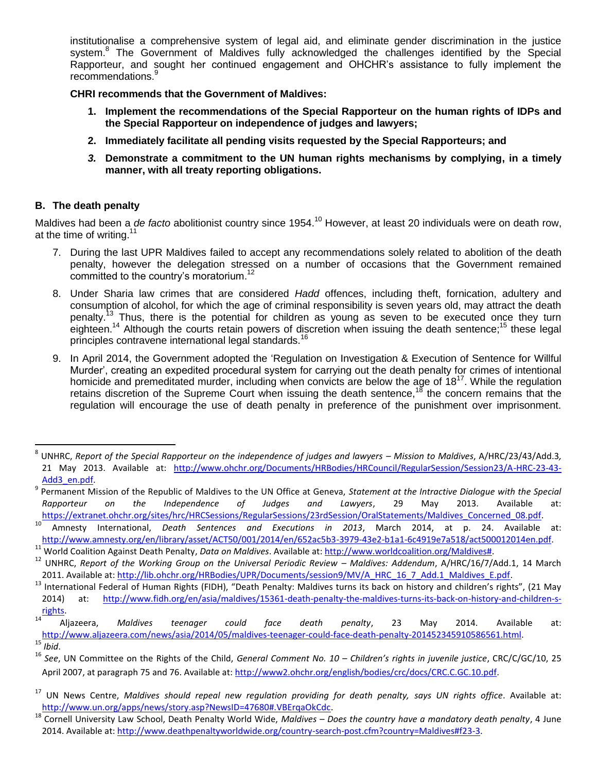institutionalise a comprehensive system of legal aid, and eliminate gender discrimination in the justice system.[8] The Government of Maldives fully acknowledged the challenges identified by the Special Rapporteur, and sought her continued engagement and OHCHR's assistance to fully implement the recommendations.[9]

**CHRI recommends that the Government of Maldives:**

1. **Implement the recommendations of the Special Rapporteur on the human rights of IDPs and the Special Rapporteur on independence of judges and lawyers;**
2. **Immediately facilitate all pending visits requested by the Special Rapporteurs; and**
3. **Demonstrate a commitment to the UN human rights mechanisms by complying, in a timely manner, with all treaty reporting obligations.**

## B. The death penalty

Maldives had been a *de facto* abolitionist country since 1954.[10] However, at least 20 individuals were on death row, at the time of writing.[11]

7. During the last UPR Maldives failed to accept any recommendations solely related to abolition of the death penalty, however the delegation stressed on a number of occasions that the Government remained committed to the country's moratorium.[12]
8. Under Sharia law crimes that are considered *Hadd* offences, including theft, fornication, adultery and consumption of alcohol, for which the age of criminal responsibility is seven years old, may attract the death penalty.[13] Thus, there is the potential for children as young as seven to be executed once they turn eighteen.[14] Although the courts retain powers of discretion when issuing the death sentence;[15] these legal principles contravene international legal standards.[16]
9. In April 2014, the Government adopted the 'Regulation on Investigation & Execution of Sentence for Willful Murder', creating an expedited procedural system for carrying out the death penalty for crimes of intentional homicide and premeditated murder, including when convicts are below the age of 18[17]. While the regulation retains discretion of the Supreme Court when issuing the death sentence,[18] the concern remains that the regulation will encourage the use of death penalty in preference of the punishment over imprisonment.

---

[8] UNHRC, *Report of the Special Rapporteur on the independence of judges and lawyers – Mission to Maldives*, A/HRC/23/43/Add.3, 21 May 2013. Available at: http://www.ohchr.org/Documents/HRBodies/HRCouncil/RegularSession/Session23/A-HRC-23-43-Add3_en.pdf.

[9] Permanent Mission of the Republic of Maldives to the UN Office at Geneva, *Statement at the Intractive Dialogue with the Special Rapporteur on the Independence of Judges and Lawyers*, 29 May 2013. Available at: https://extranet.ohchr.org/sites/hrc/HRCSessions/RegularSessions/23rdSession/OralStatements/Maldives_Concerned_08.pdf.

[10] Amnesty International, *Death Sentences and Executions in 2013*, March 2014, at p. 24. Available at: http://www.amnesty.org/en/library/asset/ACT50/001/2014/en/652ac5b3-3979-43e2-b1a1-6c4919e7a518/act500012014en.pdf.

[11] World Coalition Against Death Penalty, *Data on Maldives*. Available at: http://www.worldcoalition.org/Maldives#.

[12] UNHRC, *Report of the Working Group on the Universal Periodic Review – Maldives: Addendum*, A/HRC/16/7/Add.1, 14 March 2011. Available at: http://lib.ohchr.org/HRBodies/UPR/Documents/session9/MV/A_HRC_16_7_Add.1_Maldives_E.pdf.

[13] International Federal of Human Rights (FIDH), "Death Penalty: Maldives turns its back on history and children's rights", (21 May 2014) at: http://www.fidh.org/en/asia/maldives/15361-death-penalty-the-maldives-turns-its-back-on-history-and-children-s-rights.

[14] Aljazeera, *Maldives teenager could face death penalty*, 23 May 2014. Available at: http://www.aljazeera.com/news/asia/2014/05/maldives-teenager-could-face-death-penalty-201452345910586561.html.

[15] *Ibid*.

[16] *See*, UN Committee on the Rights of the Child, *General Comment No. 10 – Children's rights in juvenile justice*, CRC/C/GC/10, 25 April 2007, at paragraph 75 and 76. Available at: http://www2.ohchr.org/english/bodies/crc/docs/CRC.C.GC.10.pdf.

[17] UN News Centre, *Maldives should repeal new regulation providing for death penalty, says UN rights office*. Available at: http://www.un.org/apps/news/story.asp?NewsID=47680#.VBErqaOkCdc.

[18] Cornell University Law School, Death Penalty World Wide, *Maldives – Does the country have a mandatory death penalty*, 4 June 2014. Available at: http://www.deathpenaltyworldwide.org/country-search-post.cfm?country=Maldives#f23-3.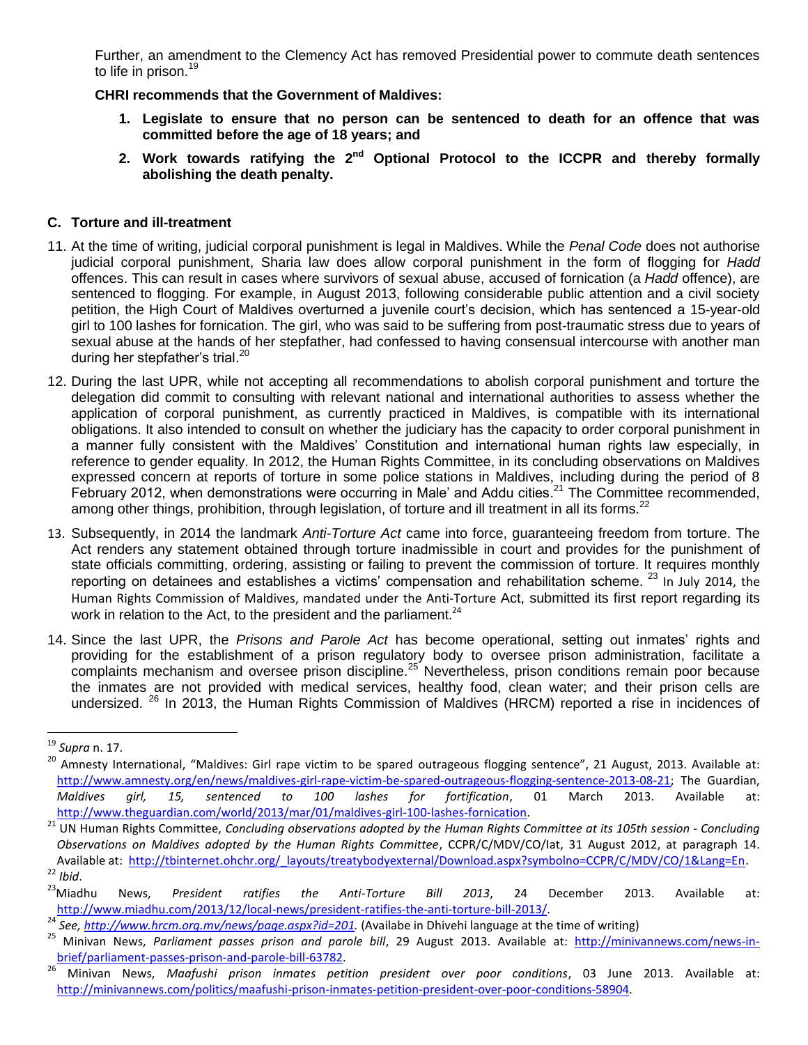Further, an amendment to the Clemency Act has removed Presidential power to commute death sentences to life in prison.[19]

**CHRI recommends that the Government of Maldives:**

1. **Legislate to ensure that no person can be sentenced to death for an offence that was committed before the age of 18 years; and**
2. **Work towards ratifying the 2nd Optional Protocol to the ICCPR and thereby formally abolishing the death penalty.**

### C. Torture and ill-treatment

11. At the time of writing, judicial corporal punishment is legal in Maldives. While the *Penal Code* does not authorise judicial corporal punishment, Sharia law does allow corporal punishment in the form of flogging for *Hadd* offences. This can result in cases where survivors of sexual abuse, accused of fornication (a *Hadd* offence), are sentenced to flogging. For example, in August 2013, following considerable public attention and a civil society petition, the High Court of Maldives overturned a juvenile court's decision, which has sentenced a 15-year-old girl to 100 lashes for fornication. The girl, who was said to be suffering from post-traumatic stress due to years of sexual abuse at the hands of her stepfather, had confessed to having consensual intercourse with another man during her stepfather's trial.[20]

12. During the last UPR, while not accepting all recommendations to abolish corporal punishment and torture the delegation did commit to consulting with relevant national and international authorities to assess whether the application of corporal punishment, as currently practiced in Maldives, is compatible with its international obligations. It also intended to consult on whether the judiciary has the capacity to order corporal punishment in a manner fully consistent with the Maldives' Constitution and international human rights law especially, in reference to gender equality. In 2012, the Human Rights Committee, in its concluding observations on Maldives expressed concern at reports of torture in some police stations in Maldives, including during the period of 8 February 2012, when demonstrations were occurring in Male' and Addu cities.[21] The Committee recommended, among other things, prohibition, through legislation, of torture and ill treatment in all its forms.[22]

13. Subsequently, in 2014 the landmark *Anti-Torture Act* came into force, guaranteeing freedom from torture. The Act renders any statement obtained through torture inadmissible in court and provides for the punishment of state officials committing, ordering, assisting or failing to prevent the commission of torture. It requires monthly reporting on detainees and establishes a victims' compensation and rehabilitation scheme. [23] In July 2014, the Human Rights Commission of Maldives, mandated under the Anti-Torture Act, submitted its first report regarding its work in relation to the Act, to the president and the parliament.[24]

14. Since the last UPR, the *Prisons and Parole Act* has become operational, setting out inmates' rights and providing for the establishment of a prison regulatory body to oversee prison administration, facilitate a complaints mechanism and oversee prison discipline.[25] Nevertheless, prison conditions remain poor because the inmates are not provided with medical services, healthy food, clean water; and their prison cells are undersized. [26] In 2013, the Human Rights Commission of Maldives (HRCM) reported a rise in incidences of

---

[19] *Supra* n. 17.

[20] Amnesty International, "Maldives: Girl rape victim to be spared outrageous flogging sentence", 21 August, 2013. Available at: http://www.amnesty.org/en/news/maldives-girl-rape-victim-be-spared-outrageous-flogging-sentence-2013-08-21; The Guardian, *Maldives girl, 15, sentenced to 100 lashes for fortification*, 01 March 2013. Available at: http://www.theguardian.com/world/2013/mar/01/maldives-girl-100-lashes-fornication.

[21] UN Human Rights Committee, *Concluding observations adopted by the Human Rights Committee at its 105th session - Concluding Observations on Maldives adopted by the Human Rights Committee*, CCPR/C/MDV/CO/lat, 31 August 2012, at paragraph 14. Available at: http://tbinternet.ohchr.org/_layouts/treatybodyexternal/Download.aspx?symbolno=CCPR/C/MDV/CO/1&Lang=En.

[22] *Ibid*.

[23] Miadhu News, *President ratifies the Anti-Torture Bill 2013*, 24 December 2013. Available at: http://www.miadhu.com/2013/12/local-news/president-ratifies-the-anti-torture-bill-2013/.

[24] *See, http://www.hrcm.org.mv/news/page.aspx?id=201.* (Availabe in Dhivehi language at the time of writing)

[25] Minivan News, *Parliament passes prison and parole bill*, 29 August 2013. Available at: http://minivannews.com/news-in-brief/parliament-passes-prison-and-parole-bill-63782.

[26] Minivan News, *Maafushi prison inmates petition president over poor conditions*, 03 June 2013. Available at: http://minivannews.com/politics/maafushi-prison-inmates-petition-president-over-poor-conditions-58904.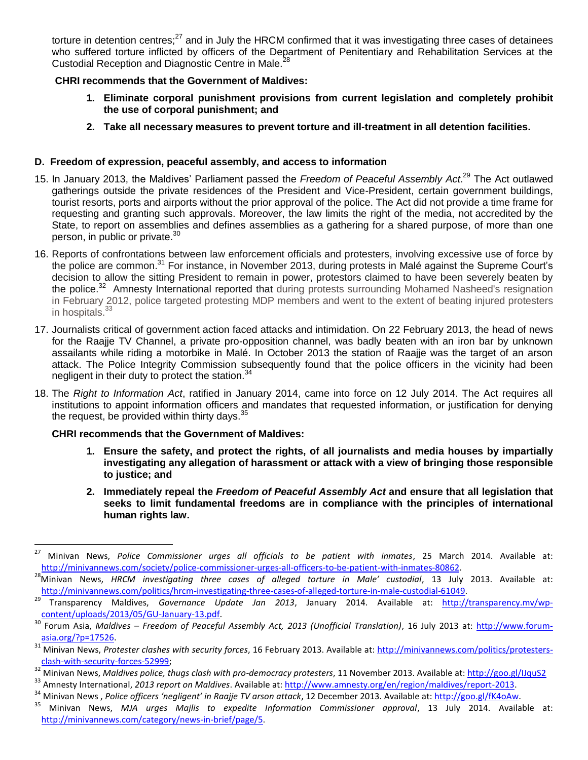torture in detention centres;[27] and in July the HRCM confirmed that it was investigating three cases of detainees who suffered torture inflicted by officers of the Department of Penitentiary and Rehabilitation Services at the Custodial Reception and Diagnostic Centre in Male.[28]

**CHRI recommends that the Government of Maldives:**

1. **Eliminate corporal punishment provisions from current legislation and completely prohibit the use of corporal punishment; and**
2. **Take all necessary measures to prevent torture and ill-treatment in all detention facilities.**

## D. Freedom of expression, peaceful assembly, and access to information

15. In January 2013, the Maldives' Parliament passed the *Freedom of Peaceful Assembly Act*.[29] The Act outlawed gatherings outside the private residences of the President and Vice-President, certain government buildings, tourist resorts, ports and airports without the prior approval of the police. The Act did not provide a time frame for requesting and granting such approvals. Moreover, the law limits the right of the media, not accredited by the State, to report on assemblies and defines assemblies as a gathering for a shared purpose, of more than one person, in public or private.[30]

16. Reports of confrontations between law enforcement officials and protesters, involving excessive use of force by the police are common.[31] For instance, in November 2013, during protests in Malé against the Supreme Court's decision to allow the sitting President to remain in power, protestors claimed to have been severely beaten by the police.[32] Amnesty International reported that during protests surrounding Mohamed Nasheed's resignation in February 2012, police targeted protesting MDP members and went to the extent of beating injured protesters in hospitals.[33]

17. Journalists critical of government action faced attacks and intimidation. On 22 February 2013, the head of news for the Raajje TV Channel, a private pro-opposition channel, was badly beaten with an iron bar by unknown assailants while riding a motorbike in Malé. In October 2013 the station of Raajje was the target of an arson attack. The Police Integrity Commission subsequently found that the police officers in the vicinity had been negligent in their duty to protect the station.[34]

18. The *Right to Information Act*, ratified in January 2014, came into force on 12 July 2014. The Act requires all institutions to appoint information officers and mandates that requested information, or justification for denying the request, be provided within thirty days.[35]

**CHRI recommends that the Government of Maldives:**

1. **Ensure the safety, and protect the rights, of all journalists and media houses by impartially investigating any allegation of harassment or attack with a view of bringing those responsible to justice; and**
2. **Immediately repeal the *Freedom of Peaceful Assembly Act* and ensure that all legislation that seeks to limit fundamental freedoms are in compliance with the principles of international human rights law.**

---

[27] Minivan News, *Police Commissioner urges all officials to be patient with inmates*, 25 March 2014. Available at: http://minivannews.com/society/police-commissioner-urges-all-officers-to-be-patient-with-inmates-80862.

[28] Minivan News, *HRCM investigating three cases of alleged torture in Male' custodial*, 13 July 2013. Available at: http://minivannews.com/politics/hrcm-investigating-three-cases-of-alleged-torture-in-male-custodial-61049.

[29] Transparency Maldives, *Governance Update Jan 2013*, January 2014. Available at: http://transparency.mv/wp-content/uploads/2013/05/GU-January-13.pdf.

[30] Forum Asia, *Maldives – Freedom of Peaceful Assembly Act, 2013 (Unofficial Translation)*, 16 July 2013 at: http://www.forum-asia.org/?p=17526.

[31] Minivan News, *Protester clashes with security forces*, 16 February 2013. Available at: http://minivannews.com/politics/protesters-clash-with-security-forces-52999;

[32] Minivan News, *Maldives police, thugs clash with pro-democracy protesters*, 11 November 2013. Available at: http://goo.gl/IJquS2

[33] Amnesty International, *2013 report on Maldives*. Available at: http://www.amnesty.org/en/region/maldives/report-2013.

[34] Minivan News , *Police officers 'negligent' in Raajje TV arson attack*, 12 December 2013. Available at: http://goo.gl/fK4oAw.

[35] Minivan News, *MJA urges Majlis to expedite Information Commissioner approval*, 13 July 2014. Available at: http://minivannews.com/category/news-in-brief/page/5.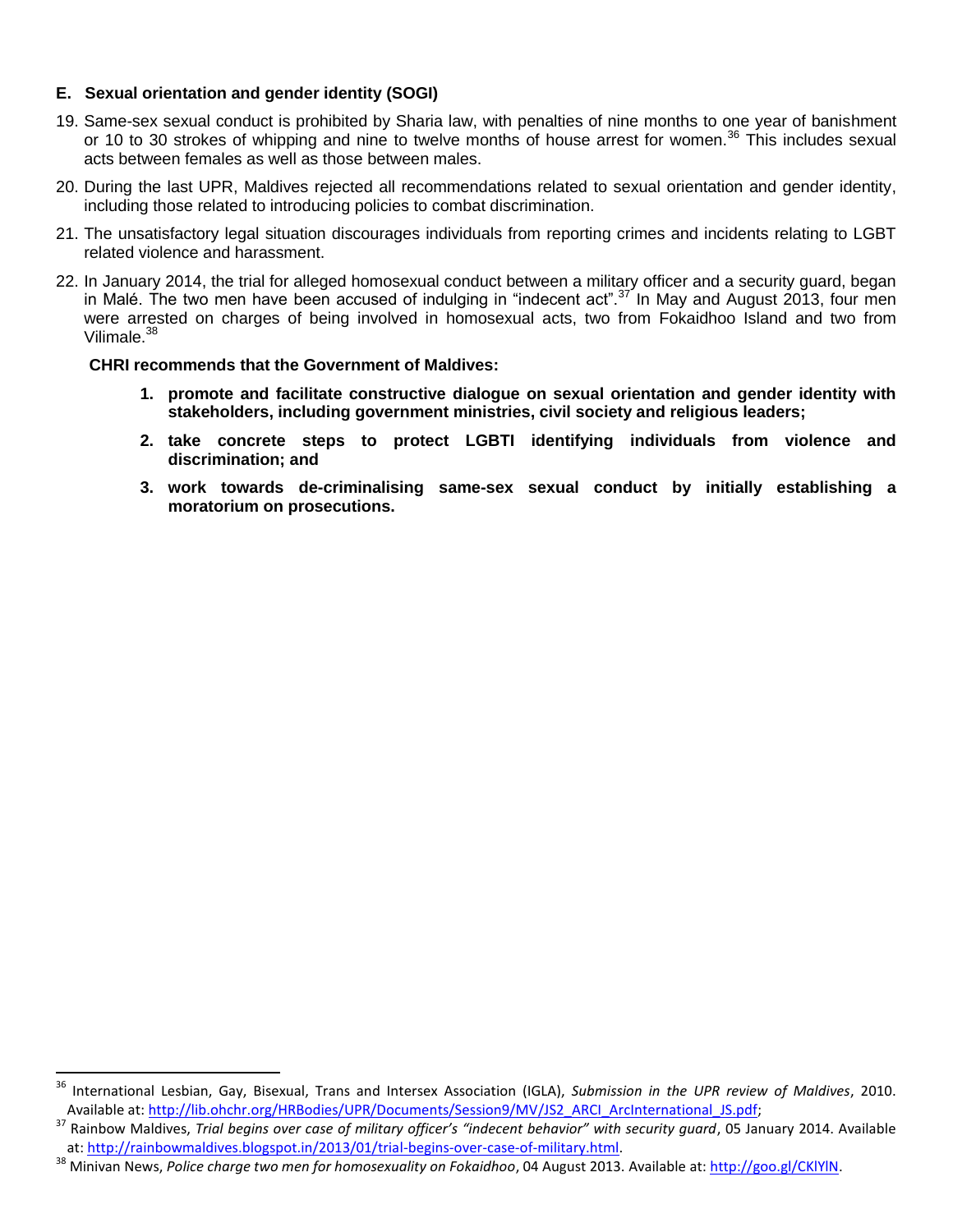### E. Sexual orientation and gender identity (SOGI)

19. Same-sex sexual conduct is prohibited by Sharia law, with penalties of nine months to one year of banishment or 10 to 30 strokes of whipping and nine to twelve months of house arrest for women.[36] This includes sexual acts between females as well as those between males.

20. During the last UPR, Maldives rejected all recommendations related to sexual orientation and gender identity, including those related to introducing policies to combat discrimination.

21. The unsatisfactory legal situation discourages individuals from reporting crimes and incidents relating to LGBT related violence and harassment.

22. In January 2014, the trial for alleged homosexual conduct between a military officer and a security guard, began in Malé. The two men have been accused of indulging in "indecent act".[37] In May and August 2013, four men were arrested on charges of being involved in homosexual acts, two from Fokaidhoo Island and two from Vilimale.[38]

**CHRI recommends that the Government of Maldives:**

1. **promote and facilitate constructive dialogue on sexual orientation and gender identity with stakeholders, including government ministries, civil society and religious leaders;**
2. **take concrete steps to protect LGBTI identifying individuals from violence and discrimination; and**
3. **work towards de-criminalising same-sex sexual conduct by initially establishing a moratorium on prosecutions.**

---

[36] International Lesbian, Gay, Bisexual, Trans and Intersex Association (IGLA), *Submission in the UPR review of Maldives*, 2010. Available at: http://lib.ohchr.org/HRBodies/UPR/Documents/Session9/MV/JS2_ARCI_ArcInternational_JS.pdf;

[37] Rainbow Maldives, *Trial begins over case of military officer's "indecent behavior" with security guard*, 05 January 2014. Available at: http://rainbowmaldives.blogspot.in/2013/01/trial-begins-over-case-of-military.html.

[38] Minivan News, *Police charge two men for homosexuality on Fokaidhoo*, 04 August 2013. Available at: http://goo.gl/CKlYlN.